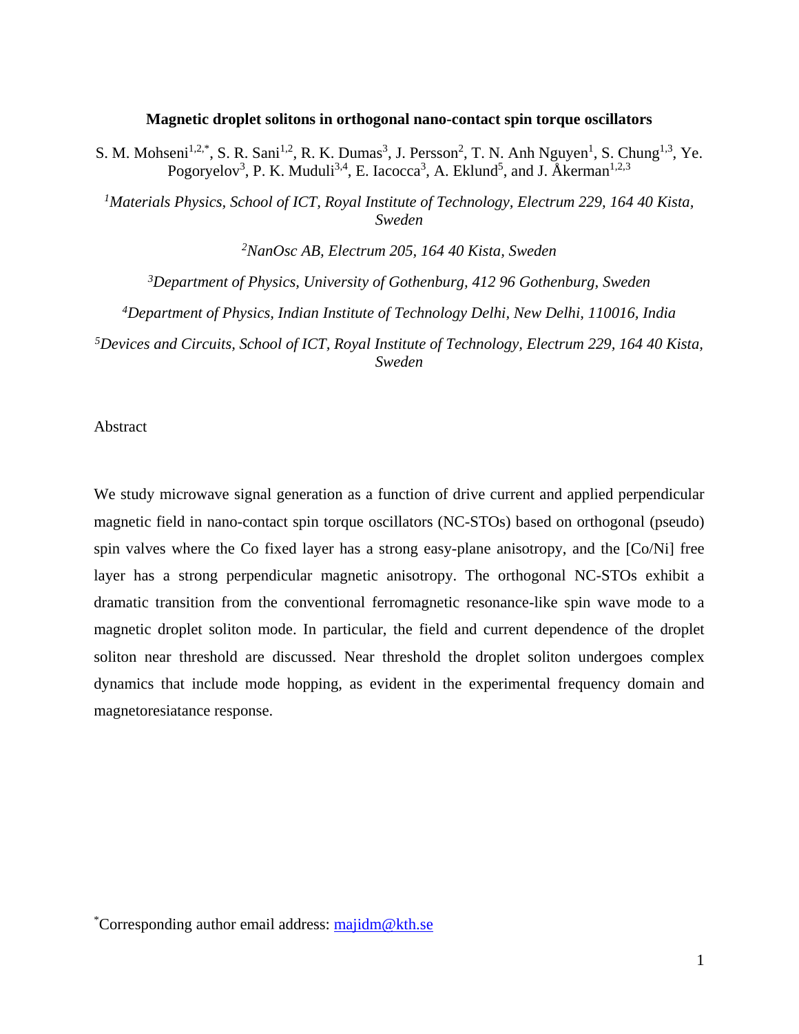# Magnetic droplet solitons in orthogonal nano-contact spin torque oscillators

S. M. Mohseni[1,2,*], S. R. Sani[1,2], R. K. Dumas[3], J. Persson[2], T. N. Anh Nguyen[1], S. Chung[1,3], Ye. Pogoryelov[3], P. K. Muduli[3,4], E. Iacocca[3], A. Eklund[5], and J. Åkerman[1,2,3]

[1]*Materials Physics, School of ICT, Royal Institute of Technology, Electrum 229, 164 40 Kista, Sweden*

[2]*NanOsc AB, Electrum 205, 164 40 Kista, Sweden*

[3]*Department of Physics, University of Gothenburg, 412 96 Gothenburg, Sweden*

[4]*Department of Physics, Indian Institute of Technology Delhi, New Delhi, 110016, India*

[5]*Devices and Circuits, School of ICT, Royal Institute of Technology, Electrum 229, 164 40 Kista, Sweden*

## Abstract

We study microwave signal generation as a function of drive current and applied perpendicular magnetic field in nano-contact spin torque oscillators (NC-STOs) based on orthogonal (pseudo) spin valves where the Co fixed layer has a strong easy-plane anisotropy, and the [Co/Ni] free layer has a strong perpendicular magnetic anisotropy. The orthogonal NC-STOs exhibit a dramatic transition from the conventional ferromagnetic resonance-like spin wave mode to a magnetic droplet soliton mode. In particular, the field and current dependence of the droplet soliton near threshold are discussed. Near threshold the droplet soliton undergoes complex dynamics that include mode hopping, as evident in the experimental frequency domain and magnetoresiatance response.

[*]Corresponding author email address: majidm@kth.se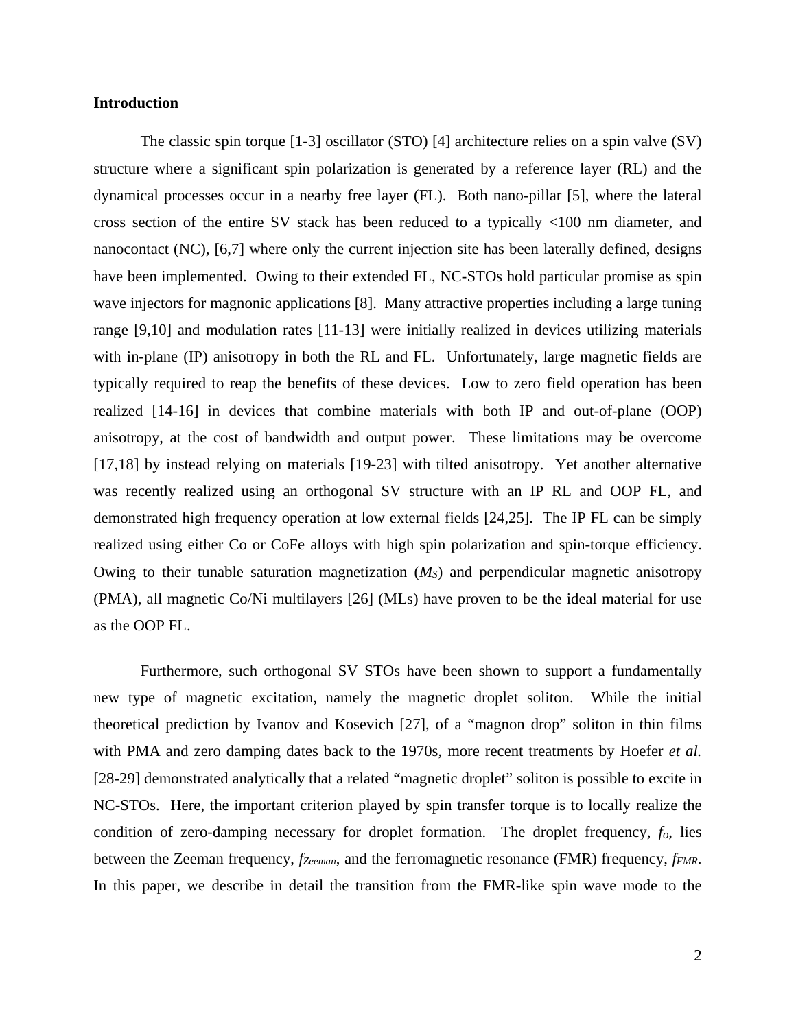## Introduction

The classic spin torque [1-3] oscillator (STO) [4] architecture relies on a spin valve (SV) structure where a significant spin polarization is generated by a reference layer (RL) and the dynamical processes occur in a nearby free layer (FL). Both nano-pillar [5], where the lateral cross section of the entire SV stack has been reduced to a typically <100 nm diameter, and nanocontact (NC), [6,7] where only the current injection site has been laterally defined, designs have been implemented. Owing to their extended FL, NC-STOs hold particular promise as spin wave injectors for magnonic applications [8]. Many attractive properties including a large tuning range [9,10] and modulation rates [11-13] were initially realized in devices utilizing materials with in-plane (IP) anisotropy in both the RL and FL. Unfortunately, large magnetic fields are typically required to reap the benefits of these devices. Low to zero field operation has been realized [14-16] in devices that combine materials with both IP and out-of-plane (OOP) anisotropy, at the cost of bandwidth and output power. These limitations may be overcome [17,18] by instead relying on materials [19-23] with tilted anisotropy. Yet another alternative was recently realized using an orthogonal SV structure with an IP RL and OOP FL, and demonstrated high frequency operation at low external fields [24,25]. The IP FL can be simply realized using either Co or CoFe alloys with high spin polarization and spin-torque efficiency. Owing to their tunable saturation magnetization ($M_S$) and perpendicular magnetic anisotropy (PMA), all magnetic Co/Ni multilayers [26] (MLs) have proven to be the ideal material for use as the OOP FL.

Furthermore, such orthogonal SV STOs have been shown to support a fundamentally new type of magnetic excitation, namely the magnetic droplet soliton. While the initial theoretical prediction by Ivanov and Kosevich [27], of a "magnon drop" soliton in thin films with PMA and zero damping dates back to the 1970s, more recent treatments by Hoefer *et al.* [28-29] demonstrated analytically that a related "magnetic droplet" soliton is possible to excite in NC-STOs. Here, the important criterion played by spin transfer torque is to locally realize the condition of zero-damping necessary for droplet formation. The droplet frequency, $f_o$, lies between the Zeeman frequency, $f_{Zeeman}$, and the ferromagnetic resonance (FMR) frequency, $f_{FMR}$. In this paper, we describe in detail the transition from the FMR-like spin wave mode to the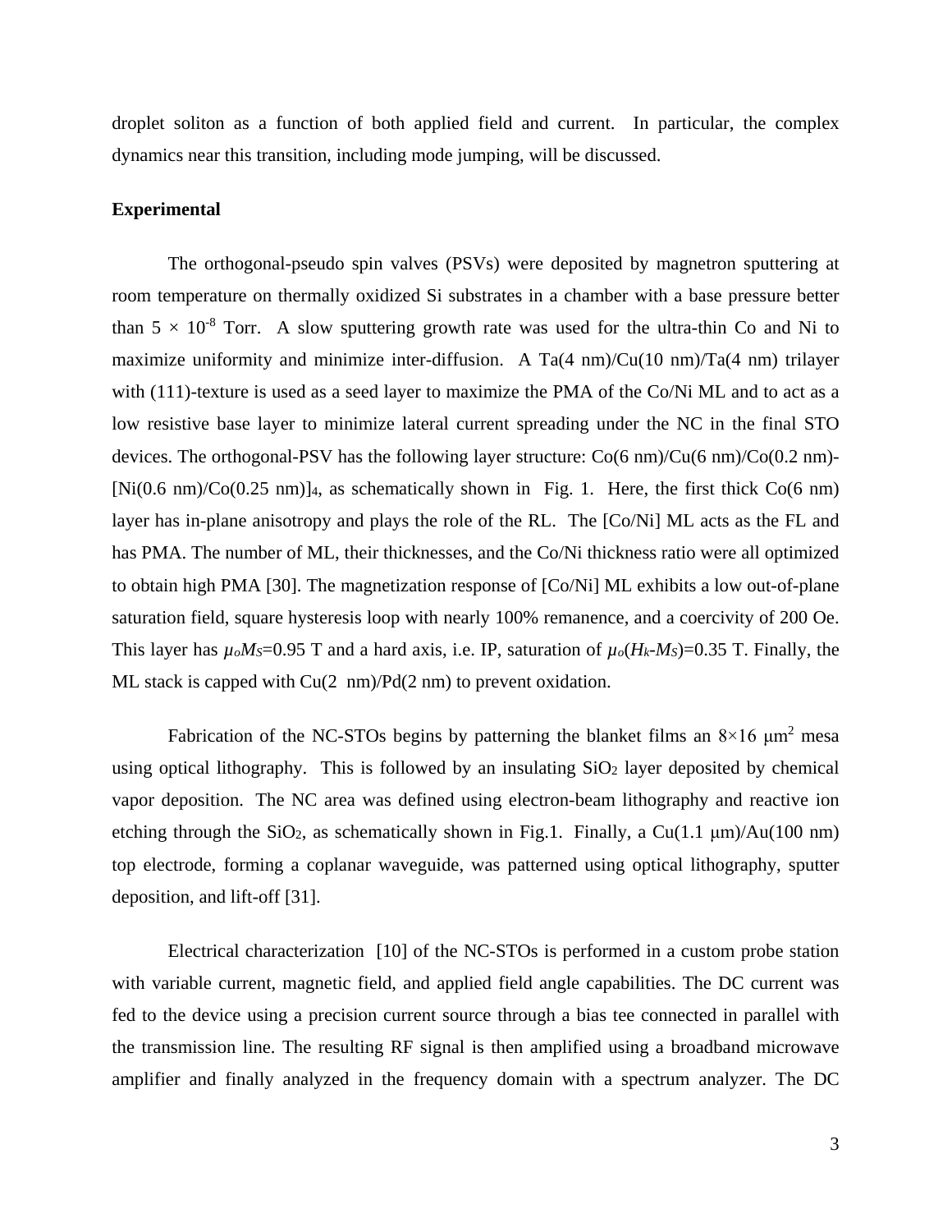droplet soliton as a function of both applied field and current. In particular, the complex dynamics near this transition, including mode jumping, will be discussed.

**Experimental**

The orthogonal-pseudo spin valves (PSVs) were deposited by magnetron sputtering at room temperature on thermally oxidized Si substrates in a chamber with a base pressure better than $5 \times 10^{-8}$ Torr. A slow sputtering growth rate was used for the ultra-thin Co and Ni to maximize uniformity and minimize inter-diffusion. A Ta(4 nm)/Cu(10 nm)/Ta(4 nm) trilayer with (111)-texture is used as a seed layer to maximize the PMA of the Co/Ni ML and to act as a low resistive base layer to minimize lateral current spreading under the NC in the final STO devices. The orthogonal-PSV has the following layer structure: Co(6 nm)/Cu(6 nm)/Co(0.2 nm)-$[\text{Ni}(0.6\text{ nm})/\text{Co}(0.25\text{ nm})]_4$, as schematically shown in Fig. 1. Here, the first thick Co(6 nm) layer has in-plane anisotropy and plays the role of the RL. The [Co/Ni] ML acts as the FL and has PMA. The number of ML, their thicknesses, and the Co/Ni thickness ratio were all optimized to obtain high PMA [30]. The magnetization response of [Co/Ni] ML exhibits a low out-of-plane saturation field, square hysteresis loop with nearly 100% remanence, and a coercivity of 200 Oe. This layer has $\mu_o M_S$=0.95 T and a hard axis, i.e. IP, saturation of $\mu_o(H_k\text{-}M_S)$=0.35 T. Finally, the ML stack is capped with Cu(2 nm)/Pd(2 nm) to prevent oxidation.

Fabrication of the NC-STOs begins by patterning the blanket films an $8\times16$ $\mu\text{m}^2$ mesa using optical lithography. This is followed by an insulating $SiO_2$ layer deposited by chemical vapor deposition. The NC area was defined using electron-beam lithography and reactive ion etching through the $SiO_2$, as schematically shown in Fig.1. Finally, a Cu(1.1 μm)/Au(100 nm) top electrode, forming a coplanar waveguide, was patterned using optical lithography, sputter deposition, and lift-off [31].

Electrical characterization [10] of the NC-STOs is performed in a custom probe station with variable current, magnetic field, and applied field angle capabilities. The DC current was fed to the device using a precision current source through a bias tee connected in parallel with the transmission line. The resulting RF signal is then amplified using a broadband microwave amplifier and finally analyzed in the frequency domain with a spectrum analyzer. The DC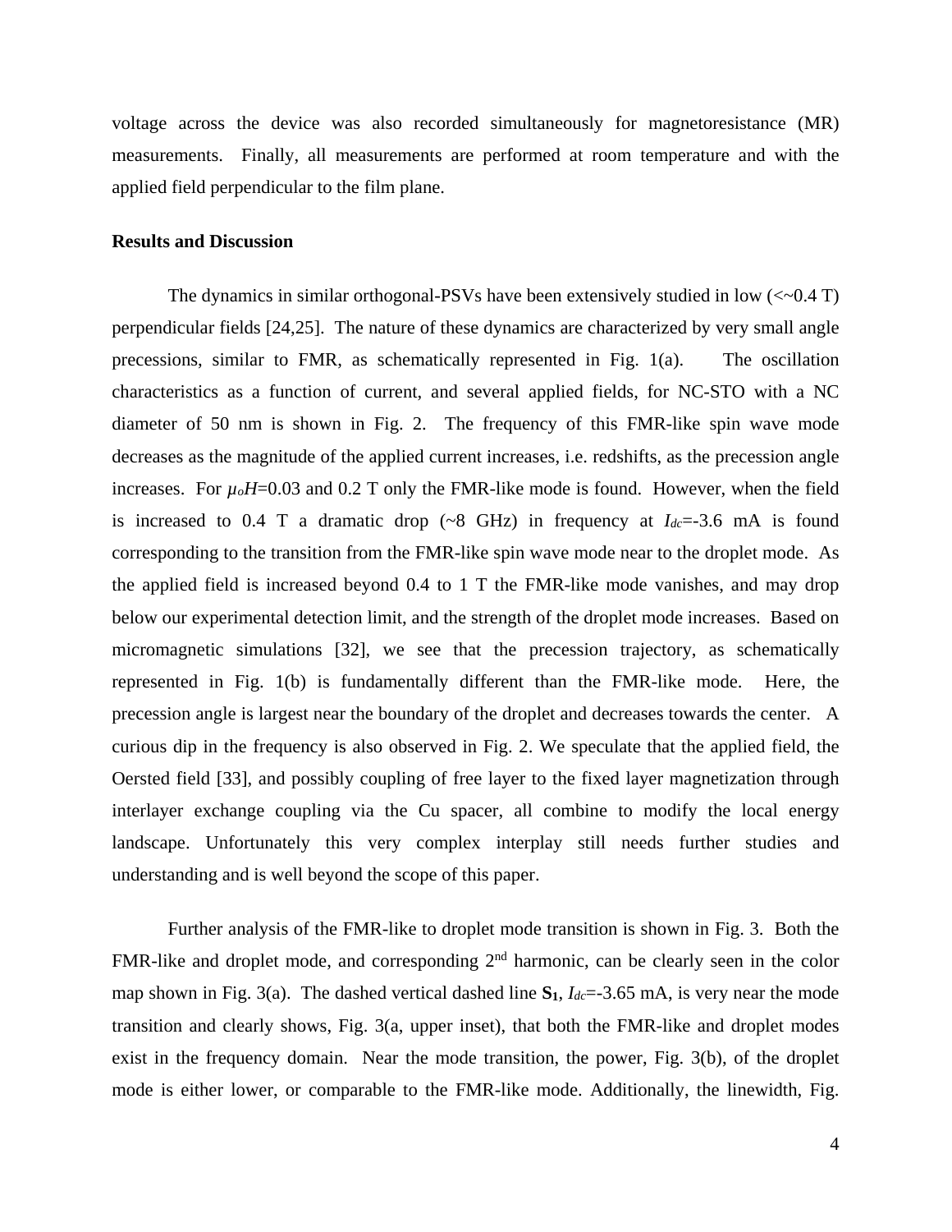voltage across the device was also recorded simultaneously for magnetoresistance (MR) measurements. Finally, all measurements are performed at room temperature and with the applied field perpendicular to the film plane.

**Results and Discussion**

The dynamics in similar orthogonal-PSVs have been extensively studied in low (<~0.4 T) perpendicular fields [24,25]. The nature of these dynamics are characterized by very small angle precessions, similar to FMR, as schematically represented in Fig. 1(a). The oscillation characteristics as a function of current, and several applied fields, for NC-STO with a NC diameter of 50 nm is shown in Fig. 2. The frequency of this FMR-like spin wave mode decreases as the magnitude of the applied current increases, i.e. redshifts, as the precession angle increases. For $\mu_o H$=0.03 and 0.2 T only the FMR-like mode is found. However, when the field is increased to 0.4 T a dramatic drop (~8 GHz) in frequency at $I_{dc}$=-3.6 mA is found corresponding to the transition from the FMR-like spin wave mode near to the droplet mode. As the applied field is increased beyond 0.4 to 1 T the FMR-like mode vanishes, and may drop below our experimental detection limit, and the strength of the droplet mode increases. Based on micromagnetic simulations [32], we see that the precession trajectory, as schematically represented in Fig. 1(b) is fundamentally different than the FMR-like mode. Here, the precession angle is largest near the boundary of the droplet and decreases towards the center. A curious dip in the frequency is also observed in Fig. 2. We speculate that the applied field, the Oersted field [33], and possibly coupling of free layer to the fixed layer magnetization through interlayer exchange coupling via the Cu spacer, all combine to modify the local energy landscape. Unfortunately this very complex interplay still needs further studies and understanding and is well beyond the scope of this paper.

Further analysis of the FMR-like to droplet mode transition is shown in Fig. 3. Both the FMR-like and droplet mode, and corresponding 2nd harmonic, can be clearly seen in the color map shown in Fig. 3(a). The dashed vertical dashed line $\mathbf{S_1}$, $I_{dc}$=-3.65 mA, is very near the mode transition and clearly shows, Fig. 3(a, upper inset), that both the FMR-like and droplet modes exist in the frequency domain. Near the mode transition, the power, Fig. 3(b), of the droplet mode is either lower, or comparable to the FMR-like mode. Additionally, the linewidth, Fig.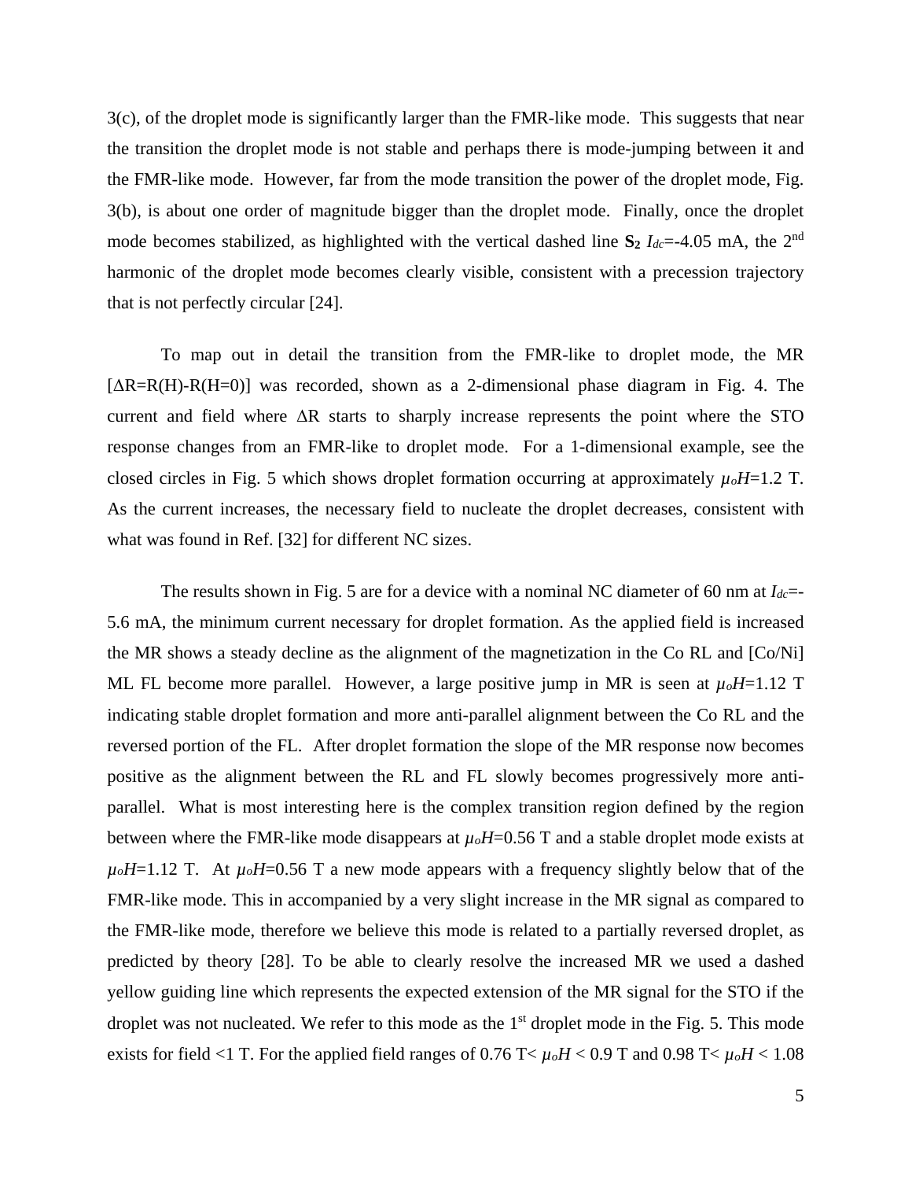3(c), of the droplet mode is significantly larger than the FMR-like mode. This suggests that near the transition the droplet mode is not stable and perhaps there is mode-jumping between it and the FMR-like mode. However, far from the mode transition the power of the droplet mode, Fig. 3(b), is about one order of magnitude bigger than the droplet mode. Finally, once the droplet mode becomes stabilized, as highlighted with the vertical dashed line $\mathbf{S_2}$ $I_{dc}$=-4.05 mA, the 2[nd] harmonic of the droplet mode becomes clearly visible, consistent with a precession trajectory that is not perfectly circular [24].

To map out in detail the transition from the FMR-like to droplet mode, the MR [$\Delta$R=R(H)-R(H=0)] was recorded, shown as a 2-dimensional phase diagram in Fig. 4. The current and field where $\Delta$R starts to sharply increase represents the point where the STO response changes from an FMR-like to droplet mode. For a 1-dimensional example, see the closed circles in Fig. 5 which shows droplet formation occurring at approximately $\mu_o H$=1.2 T. As the current increases, the necessary field to nucleate the droplet decreases, consistent with what was found in Ref. [32] for different NC sizes.

The results shown in Fig. 5 are for a device with a nominal NC diameter of 60 nm at $I_{dc}$=-5.6 mA, the minimum current necessary for droplet formation. As the applied field is increased the MR shows a steady decline as the alignment of the magnetization in the Co RL and [Co/Ni] ML FL become more parallel. However, a large positive jump in MR is seen at $\mu_o H$=1.12 T indicating stable droplet formation and more anti-parallel alignment between the Co RL and the reversed portion of the FL. After droplet formation the slope of the MR response now becomes positive as the alignment between the RL and FL slowly becomes progressively more anti-parallel. What is most interesting here is the complex transition region defined by the region between where the FMR-like mode disappears at $\mu_o H$=0.56 T and a stable droplet mode exists at $\mu_o H$=1.12 T. At $\mu_o H$=0.56 T a new mode appears with a frequency slightly below that of the FMR-like mode. This in accompanied by a very slight increase in the MR signal as compared to the FMR-like mode, therefore we believe this mode is related to a partially reversed droplet, as predicted by theory [28]. To be able to clearly resolve the increased MR we used a dashed yellow guiding line which represents the expected extension of the MR signal for the STO if the droplet was not nucleated. We refer to this mode as the 1[st] droplet mode in the Fig. 5. This mode exists for field <1 T. For the applied field ranges of 0.76 T< $\mu_o H$ < 0.9 T and 0.98 T< $\mu_o H$ < 1.08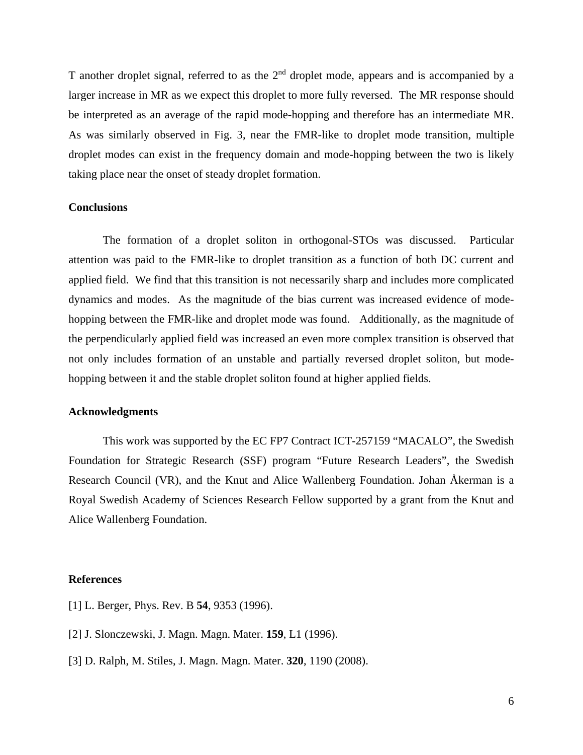T another droplet signal, referred to as the 2nd droplet mode, appears and is accompanied by a larger increase in MR as we expect this droplet to more fully reversed. The MR response should be interpreted as an average of the rapid mode-hopping and therefore has an intermediate MR. As was similarly observed in Fig. 3, near the FMR-like to droplet mode transition, multiple droplet modes can exist in the frequency domain and mode-hopping between the two is likely taking place near the onset of steady droplet formation.

## Conclusions

The formation of a droplet soliton in orthogonal-STOs was discussed. Particular attention was paid to the FMR-like to droplet transition as a function of both DC current and applied field. We find that this transition is not necessarily sharp and includes more complicated dynamics and modes. As the magnitude of the bias current was increased evidence of mode-hopping between the FMR-like and droplet mode was found. Additionally, as the magnitude of the perpendicularly applied field was increased an even more complex transition is observed that not only includes formation of an unstable and partially reversed droplet soliton, but mode-hopping between it and the stable droplet soliton found at higher applied fields.

## Acknowledgments

This work was supported by the EC FP7 Contract ICT-257159 "MACALO", the Swedish Foundation for Strategic Research (SSF) program "Future Research Leaders", the Swedish Research Council (VR), and the Knut and Alice Wallenberg Foundation. Johan Åkerman is a Royal Swedish Academy of Sciences Research Fellow supported by a grant from the Knut and Alice Wallenberg Foundation.

## References

[1] L. Berger, Phys. Rev. B **54**, 9353 (1996).

[2] J. Slonczewski, J. Magn. Magn. Mater. **159**, L1 (1996).

[3] D. Ralph, M. Stiles, J. Magn. Magn. Mater. **320**, 1190 (2008).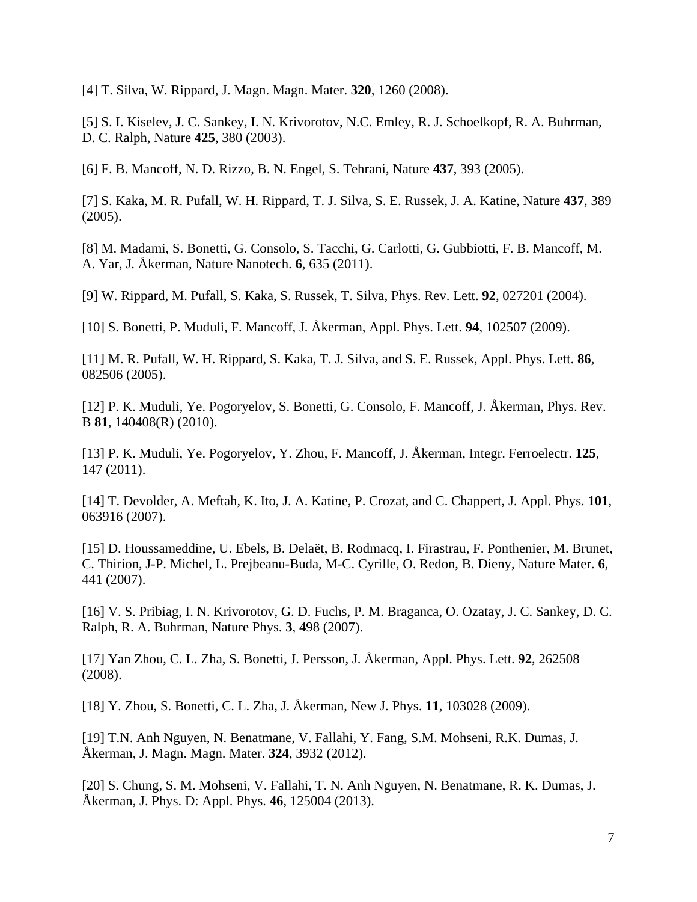[4] T. Silva, W. Rippard, J. Magn. Magn. Mater. **320**, 1260 (2008).

[5] S. I. Kiselev, J. C. Sankey, I. N. Krivorotov, N.C. Emley, R. J. Schoelkopf, R. A. Buhrman, D. C. Ralph, Nature **425**, 380 (2003).

[6] F. B. Mancoff, N. D. Rizzo, B. N. Engel, S. Tehrani, Nature **437**, 393 (2005).

[7] S. Kaka, M. R. Pufall, W. H. Rippard, T. J. Silva, S. E. Russek, J. A. Katine, Nature **437**, 389 (2005).

[8] M. Madami, S. Bonetti, G. Consolo, S. Tacchi, G. Carlotti, G. Gubbiotti, F. B. Mancoff, M. A. Yar, J. Åkerman, Nature Nanotech. **6**, 635 (2011).

[9] W. Rippard, M. Pufall, S. Kaka, S. Russek, T. Silva, Phys. Rev. Lett. **92**, 027201 (2004).

[10] S. Bonetti, P. Muduli, F. Mancoff, J. Åkerman, Appl. Phys. Lett. **94**, 102507 (2009).

[11] M. R. Pufall, W. H. Rippard, S. Kaka, T. J. Silva, and S. E. Russek, Appl. Phys. Lett. **86**, 082506 (2005).

[12] P. K. Muduli, Ye. Pogoryelov, S. Bonetti, G. Consolo, F. Mancoff, J. Åkerman, Phys. Rev. B **81**, 140408(R) (2010).

[13] P. K. Muduli, Ye. Pogoryelov, Y. Zhou, F. Mancoff, J. Åkerman, Integr. Ferroelectr. **125**, 147 (2011).

[14] T. Devolder, A. Meftah, K. Ito, J. A. Katine, P. Crozat, and C. Chappert, J. Appl. Phys. **101**, 063916 (2007).

[15] D. Houssameddine, U. Ebels, B. Delaët, B. Rodmacq, I. Firastrau, F. Ponthenier, M. Brunet, C. Thirion, J-P. Michel, L. Prejbeanu-Buda, M-C. Cyrille, O. Redon, B. Dieny, Nature Mater. **6**, 441 (2007).

[16] V. S. Pribiag, I. N. Krivorotov, G. D. Fuchs, P. M. Braganca, O. Ozatay, J. C. Sankey, D. C. Ralph, R. A. Buhrman, Nature Phys. **3**, 498 (2007).

[17] Yan Zhou, C. L. Zha, S. Bonetti, J. Persson, J. Åkerman, Appl. Phys. Lett. **92**, 262508 (2008).

[18] Y. Zhou, S. Bonetti, C. L. Zha, J. Åkerman, New J. Phys. **11**, 103028 (2009).

[19] T.N. Anh Nguyen, N. Benatmane, V. Fallahi, Y. Fang, S.M. Mohseni, R.K. Dumas, J. Åkerman, J. Magn. Magn. Mater. **324**, 3932 (2012).

[20] S. Chung, S. M. Mohseni, V. Fallahi, T. N. Anh Nguyen, N. Benatmane, R. K. Dumas, J. Åkerman, J. Phys. D: Appl. Phys. **46**, 125004 (2013).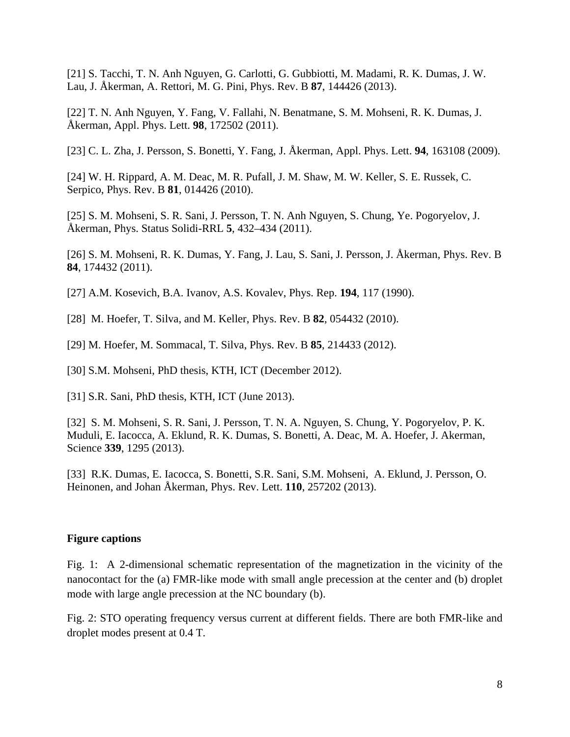[21] S. Tacchi, T. N. Anh Nguyen, G. Carlotti, G. Gubbiotti, M. Madami, R. K. Dumas, J. W. Lau, J. Åkerman, A. Rettori, M. G. Pini, Phys. Rev. B **87**, 144426 (2013).

[22] T. N. Anh Nguyen, Y. Fang, V. Fallahi, N. Benatmane, S. M. Mohseni, R. K. Dumas, J. Åkerman, Appl. Phys. Lett. **98**, 172502 (2011).

[23] C. L. Zha, J. Persson, S. Bonetti, Y. Fang, J. Åkerman, Appl. Phys. Lett. **94**, 163108 (2009).

[24] W. H. Rippard, A. M. Deac, M. R. Pufall, J. M. Shaw, M. W. Keller, S. E. Russek, C. Serpico, Phys. Rev. B **81**, 014426 (2010).

[25] S. M. Mohseni, S. R. Sani, J. Persson, T. N. Anh Nguyen, S. Chung, Ye. Pogoryelov, J. Åkerman, Phys. Status Solidi-RRL **5**, 432–434 (2011).

[26] S. M. Mohseni, R. K. Dumas, Y. Fang, J. Lau, S. Sani, J. Persson, J. Åkerman, Phys. Rev. B **84**, 174432 (2011).

[27] A.M. Kosevich, B.A. Ivanov, A.S. Kovalev, Phys. Rep. **194**, 117 (1990).

[28] M. Hoefer, T. Silva, and M. Keller, Phys. Rev. B **82**, 054432 (2010).

[29] M. Hoefer, M. Sommacal, T. Silva, Phys. Rev. B **85**, 214433 (2012).

[30] S.M. Mohseni, PhD thesis, KTH, ICT (December 2012).

[31] S.R. Sani, PhD thesis, KTH, ICT (June 2013).

[32] S. M. Mohseni, S. R. Sani, J. Persson, T. N. A. Nguyen, S. Chung, Y. Pogoryelov, P. K. Muduli, E. Iacocca, A. Eklund, R. K. Dumas, S. Bonetti, A. Deac, M. A. Hoefer, J. Akerman, Science **339**, 1295 (2013).

[33] R.K. Dumas, E. Iacocca, S. Bonetti, S.R. Sani, S.M. Mohseni, A. Eklund, J. Persson, O. Heinonen, and Johan Åkerman, Phys. Rev. Lett. **110**, 257202 (2013).

**Figure captions**

Fig. 1: A 2-dimensional schematic representation of the magnetization in the vicinity of the nanocontact for the (a) FMR-like mode with small angle precession at the center and (b) droplet mode with large angle precession at the NC boundary (b).

Fig. 2: STO operating frequency versus current at different fields. There are both FMR-like and droplet modes present at 0.4 T.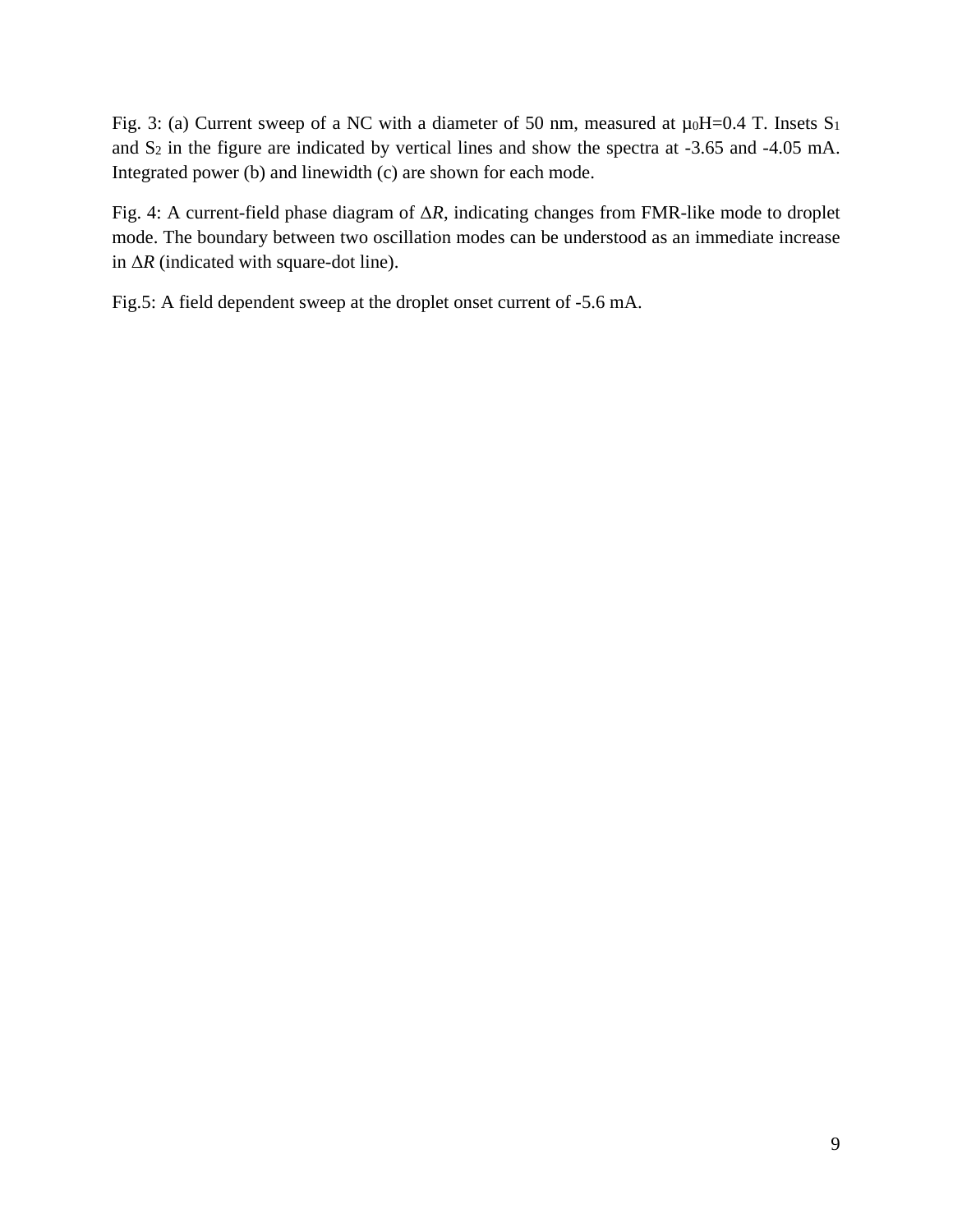Fig. 3: (a) Current sweep of a NC with a diameter of 50 nm, measured at $\mu_0 H$=0.4 T. Insets $S_1$ and $S_2$ in the figure are indicated by vertical lines and show the spectra at -3.65 and -4.05 mA. Integrated power (b) and linewidth (c) are shown for each mode.

Fig. 4: A current-field phase diagram of $\Delta R$, indicating changes from FMR-like mode to droplet mode. The boundary between two oscillation modes can be understood as an immediate increase in $\Delta R$ (indicated with square-dot line).

Fig.5: A field dependent sweep at the droplet onset current of -5.6 mA.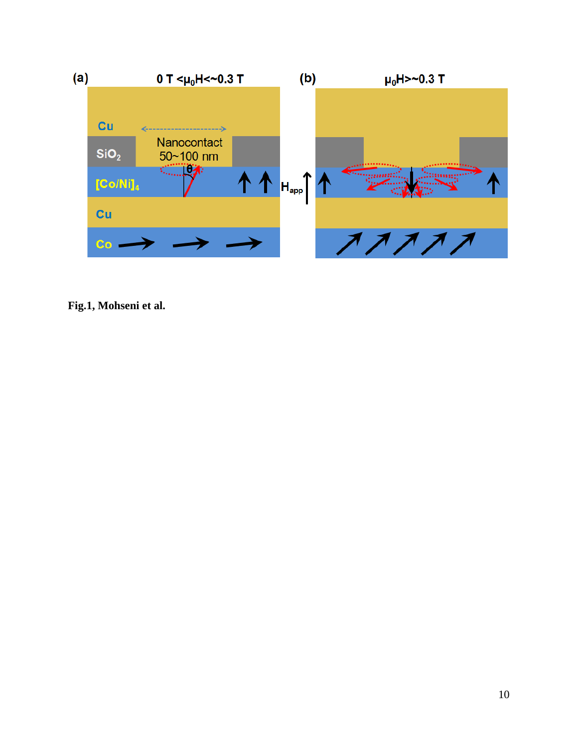**Fig.1, Mohseni et al.**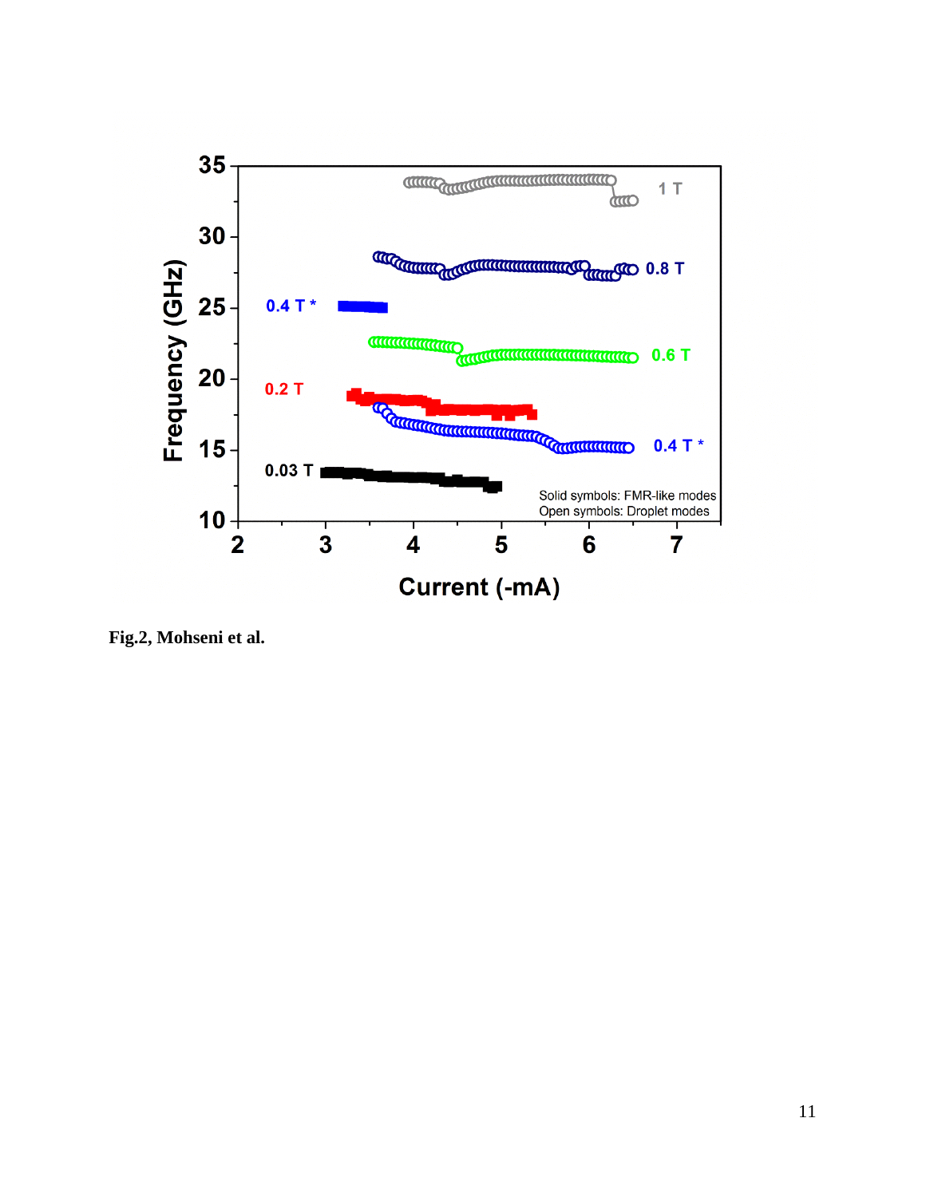Fig.2, Mohseni et al.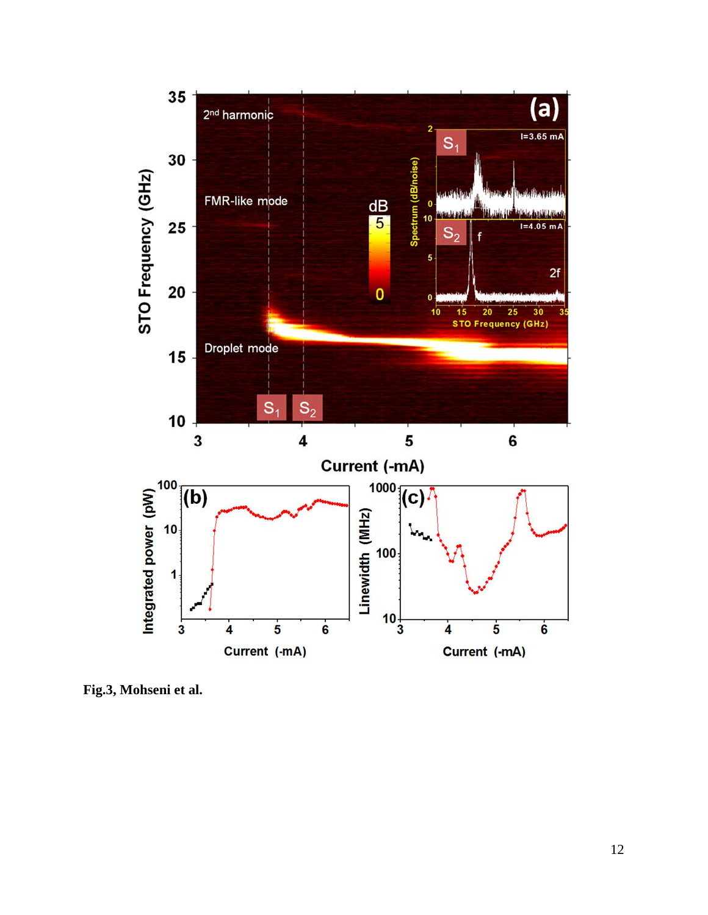**Fig.3, Mohseni et al.**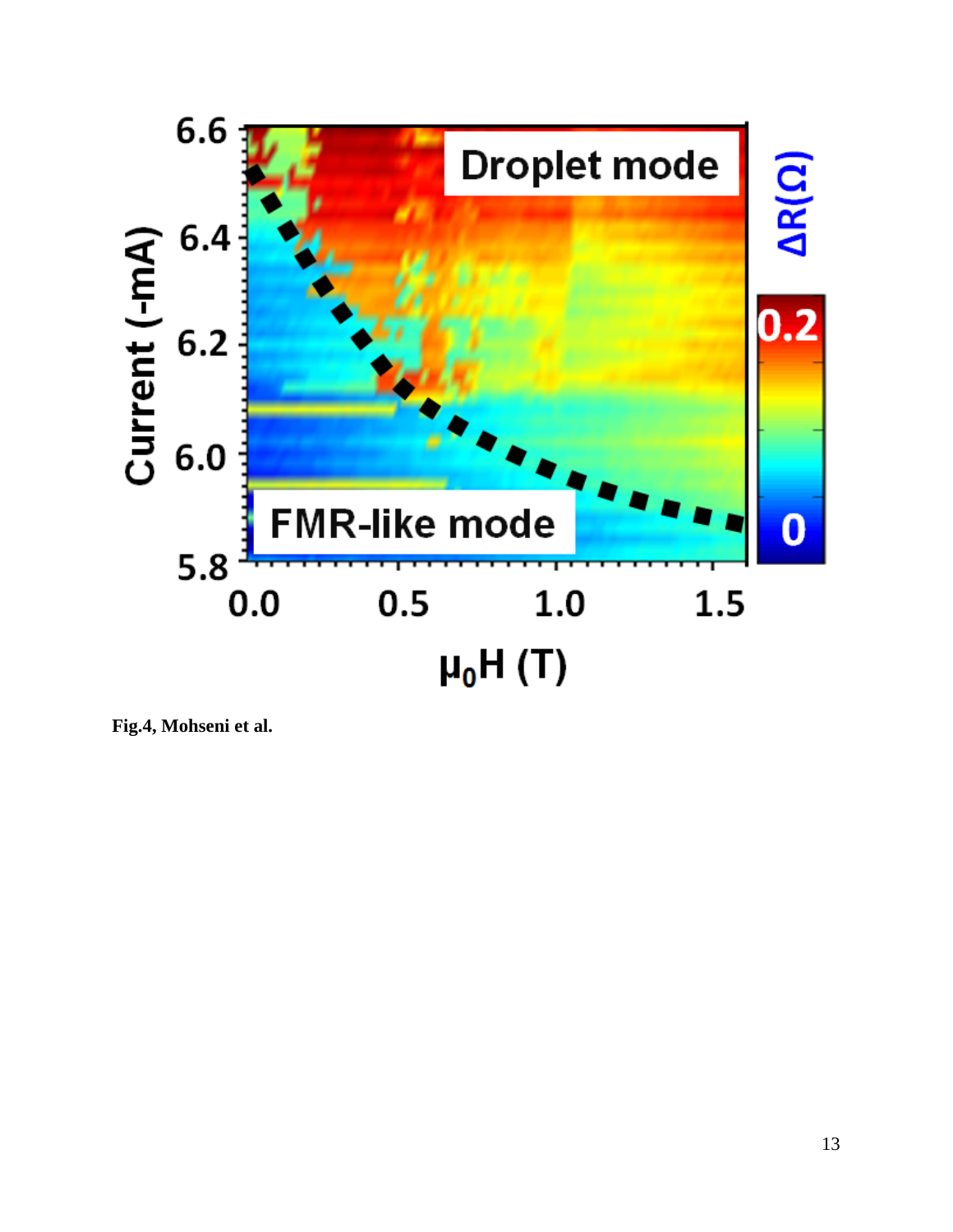**Fig.4, Mohseni et al.**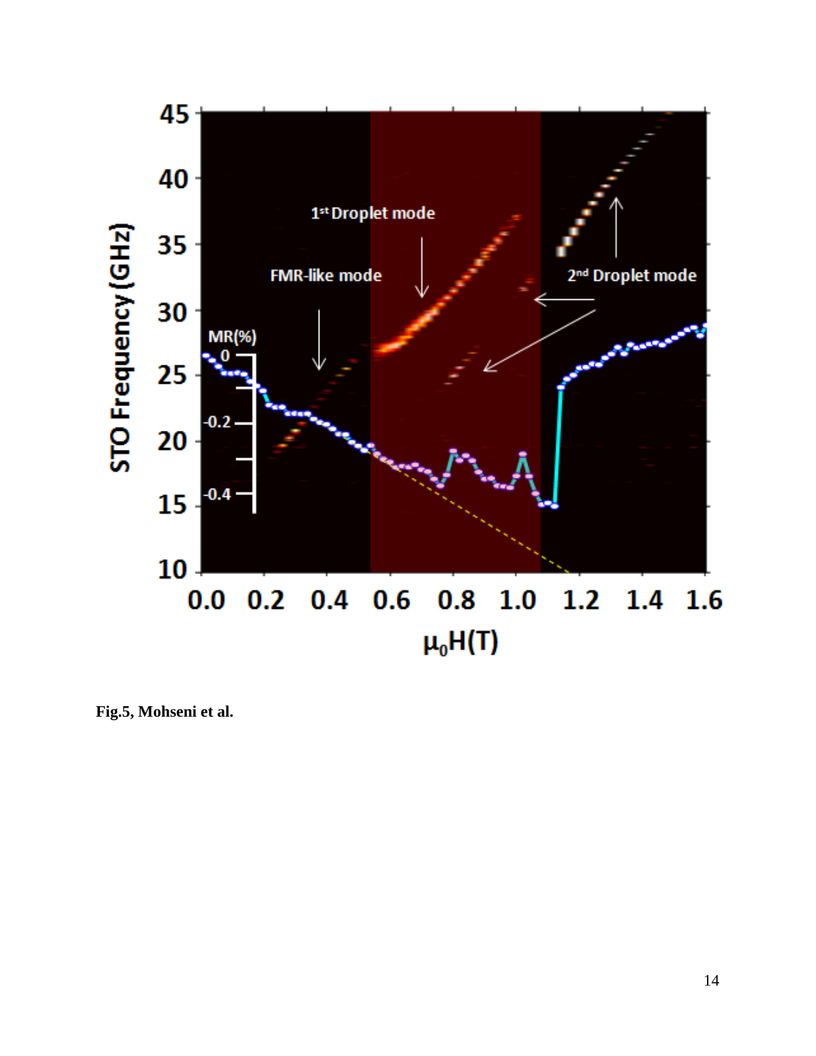STO Frequency (GHz)

45

40

35

30

25

20

15

10

0.0 0.2 0.4 0.6 0.8 1.0 1.2 1.4 1.6

$\mu_0H(T)$

1st Droplet mode

FMR-like mode

2nd Droplet mode

MR(%)

0

-0.2

-0.4

**Fig.5, Mohseni et al.**